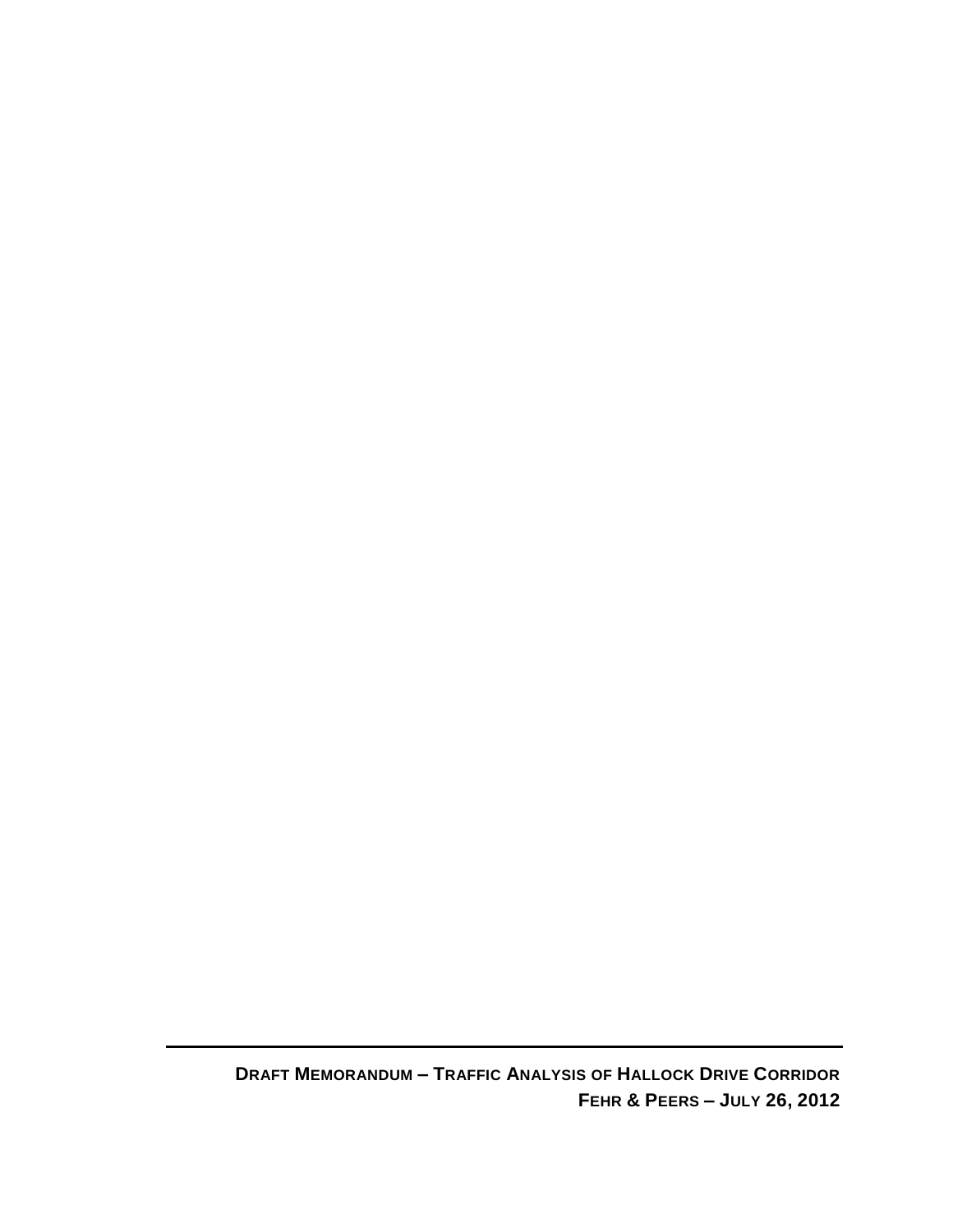**DRAFT MEMORANDUM – TRAFFIC ANALYSIS OF HALLOCK DRIVE CORRIDOR**

**FEHR & PEERS – JULY 26, 2012**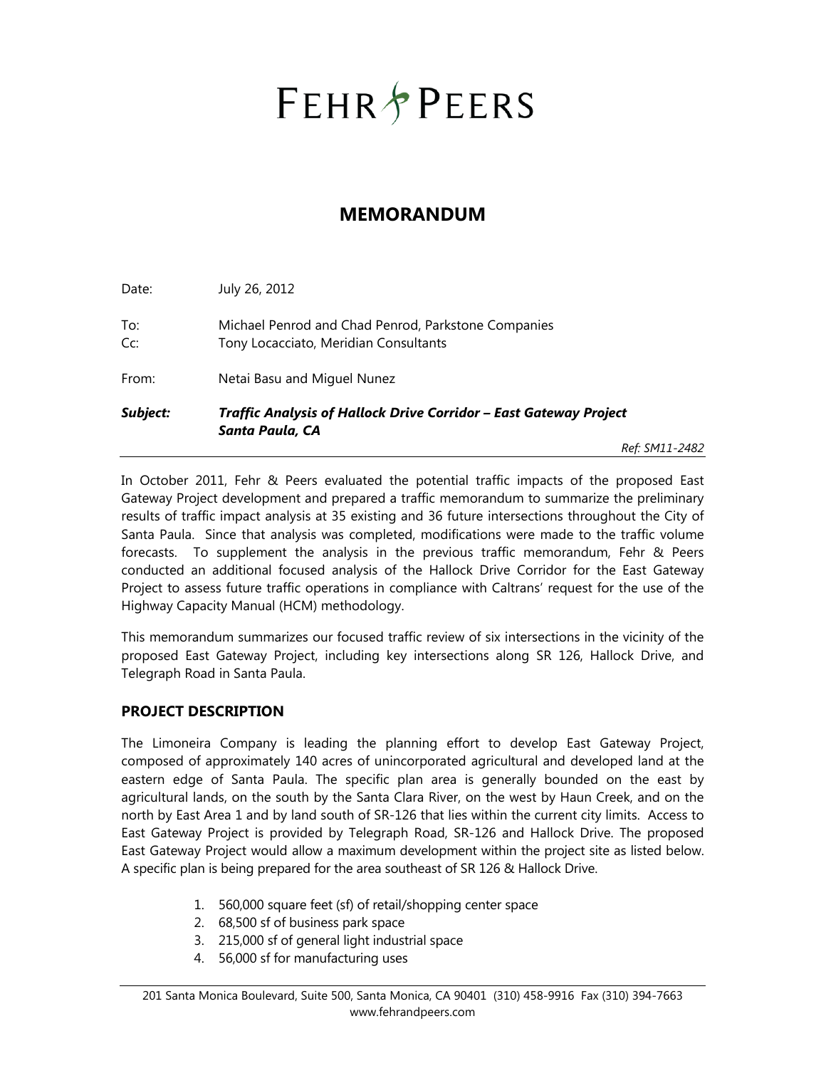# FEHR PEERS

## MEMORANDUM

Date: July 26, 2012

To: Michael Penrod and Chad Penrod, Parkstone Companies
Cc: Tony Locacciato, Meridian Consultants

From: Netai Basu and Miguel Nunez

***Subject:*** ***Traffic Analysis of Hallock Drive Corridor – East Gateway Project Santa Paula, CA***

*Ref: SM11-2482*

In October 2011, Fehr & Peers evaluated the potential traffic impacts of the proposed East Gateway Project development and prepared a traffic memorandum to summarize the preliminary results of traffic impact analysis at 35 existing and 36 future intersections throughout the City of Santa Paula. Since that analysis was completed, modifications were made to the traffic volume forecasts. To supplement the analysis in the previous traffic memorandum, Fehr & Peers conducted an additional focused analysis of the Hallock Drive Corridor for the East Gateway Project to assess future traffic operations in compliance with Caltrans' request for the use of the Highway Capacity Manual (HCM) methodology.

This memorandum summarizes our focused traffic review of six intersections in the vicinity of the proposed East Gateway Project, including key intersections along SR 126, Hallock Drive, and Telegraph Road in Santa Paula.

### PROJECT DESCRIPTION

The Limoneira Company is leading the planning effort to develop East Gateway Project, composed of approximately 140 acres of unincorporated agricultural and developed land at the eastern edge of Santa Paula. The specific plan area is generally bounded on the east by agricultural lands, on the south by the Santa Clara River, on the west by Haun Creek, and on the north by East Area 1 and by land south of SR-126 that lies within the current city limits. Access to East Gateway Project is provided by Telegraph Road, SR-126 and Hallock Drive. The proposed East Gateway Project would allow a maximum development within the project site as listed below. A specific plan is being prepared for the area southeast of SR 126 & Hallock Drive.

1. 560,000 square feet (sf) of retail/shopping center space
2. 68,500 sf of business park space
3. 215,000 sf of general light industrial space
4. 56,000 sf for manufacturing uses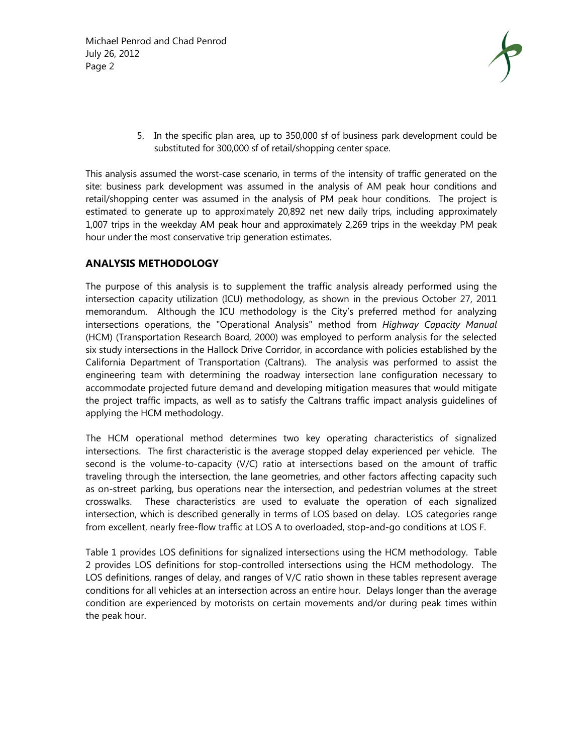5. In the specific plan area, up to 350,000 sf of business park development could be substituted for 300,000 sf of retail/shopping center space.

This analysis assumed the worst-case scenario, in terms of the intensity of traffic generated on the site: business park development was assumed in the analysis of AM peak hour conditions and retail/shopping center was assumed in the analysis of PM peak hour conditions. The project is estimated to generate up to approximately 20,892 net new daily trips, including approximately 1,007 trips in the weekday AM peak hour and approximately 2,269 trips in the weekday PM peak hour under the most conservative trip generation estimates.

## ANALYSIS METHODOLOGY

The purpose of this analysis is to supplement the traffic analysis already performed using the intersection capacity utilization (ICU) methodology, as shown in the previous October 27, 2011 memorandum. Although the ICU methodology is the City's preferred method for analyzing intersections operations, the "Operational Analysis" method from *Highway Capacity Manual* (HCM) (Transportation Research Board, 2000) was employed to perform analysis for the selected six study intersections in the Hallock Drive Corridor, in accordance with policies established by the California Department of Transportation (Caltrans). The analysis was performed to assist the engineering team with determining the roadway intersection lane configuration necessary to accommodate projected future demand and developing mitigation measures that would mitigate the project traffic impacts, as well as to satisfy the Caltrans traffic impact analysis guidelines of applying the HCM methodology.

The HCM operational method determines two key operating characteristics of signalized intersections. The first characteristic is the average stopped delay experienced per vehicle. The second is the volume-to-capacity (V/C) ratio at intersections based on the amount of traffic traveling through the intersection, the lane geometries, and other factors affecting capacity such as on-street parking, bus operations near the intersection, and pedestrian volumes at the street crosswalks. These characteristics are used to evaluate the operation of each signalized intersection, which is described generally in terms of LOS based on delay. LOS categories range from excellent, nearly free-flow traffic at LOS A to overloaded, stop-and-go conditions at LOS F.

Table 1 provides LOS definitions for signalized intersections using the HCM methodology. Table 2 provides LOS definitions for stop-controlled intersections using the HCM methodology. The LOS definitions, ranges of delay, and ranges of V/C ratio shown in these tables represent average conditions for all vehicles at an intersection across an entire hour. Delays longer than the average condition are experienced by motorists on certain movements and/or during peak times within the peak hour.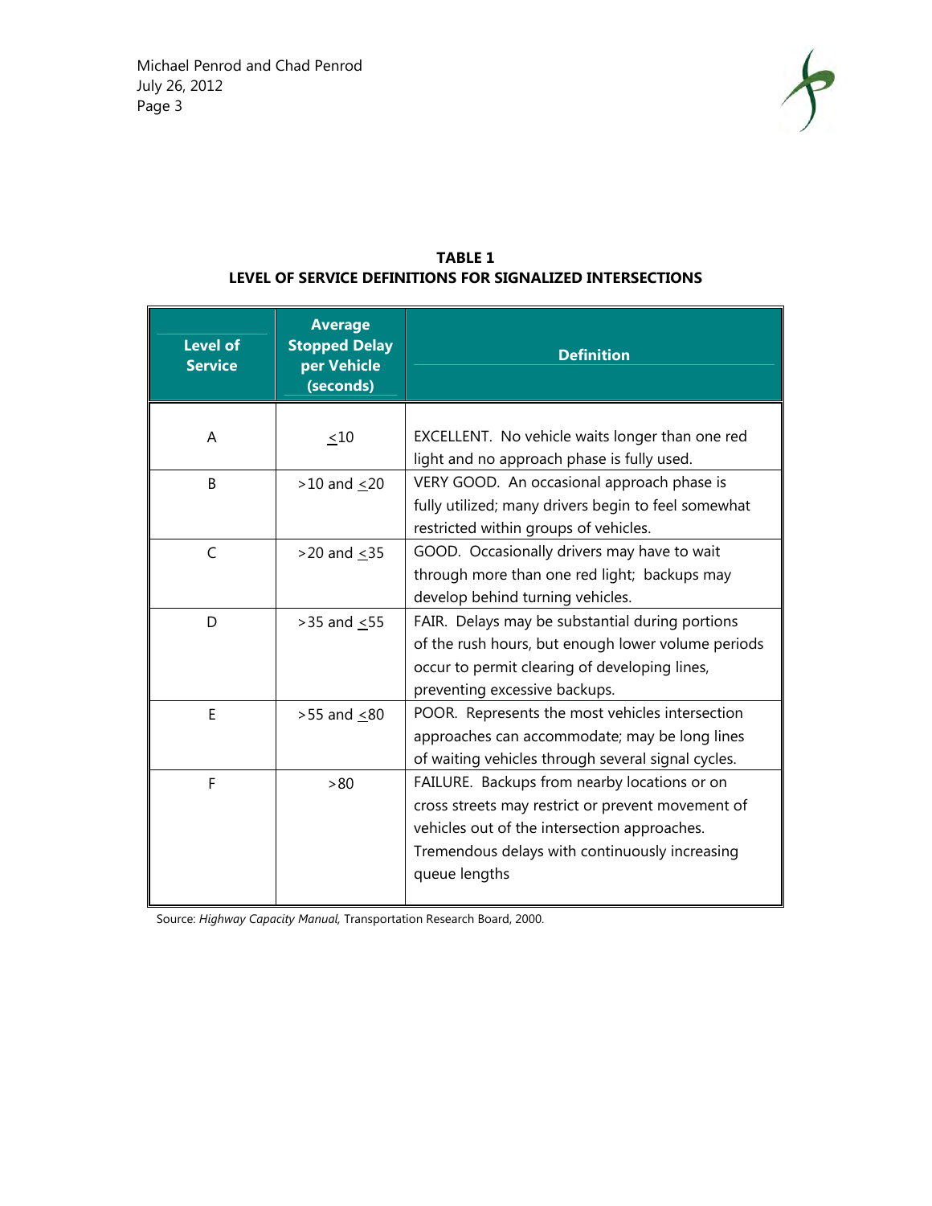**TABLE 1**
**LEVEL OF SERVICE DEFINITIONS FOR SIGNALIZED INTERSECTIONS**

| Level of Service | Average Stopped Delay per Vehicle (seconds) | Definition |
| --- | --- | --- |
| A | $\leq$10 | EXCELLENT. No vehicle waits longer than one red light and no approach phase is fully used. |
| B | >10 and $\leq$20 | VERY GOOD. An occasional approach phase is fully utilized; many drivers begin to feel somewhat restricted within groups of vehicles. |
| C | >20 and $\leq$35 | GOOD. Occasionally drivers may have to wait through more than one red light; backups may develop behind turning vehicles. |
| D | >35 and $\leq$55 | FAIR. Delays may be substantial during portions of the rush hours, but enough lower volume periods occur to permit clearing of developing lines, preventing excessive backups. |
| E | >55 and $\leq$80 | POOR. Represents the most vehicles intersection approaches can accommodate; may be long lines of waiting vehicles through several signal cycles. |
| F | >80 | FAILURE. Backups from nearby locations or on cross streets may restrict or prevent movement of vehicles out of the intersection approaches. Tremendous delays with continuously increasing queue lengths |

Source: *Highway Capacity Manual,* Transportation Research Board, 2000.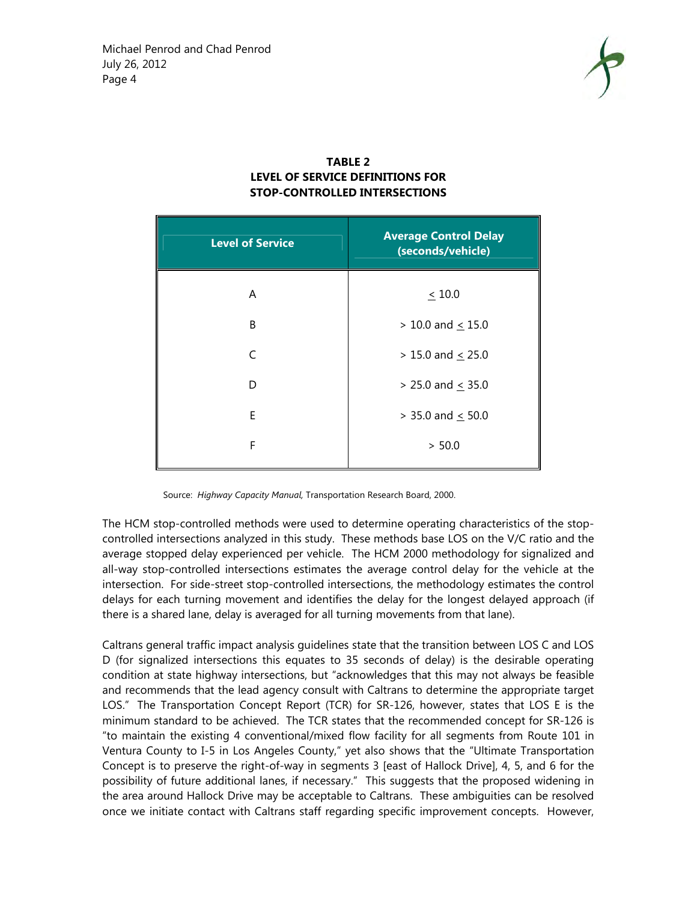**TABLE 2**
**LEVEL OF SERVICE DEFINITIONS FOR STOP-CONTROLLED INTERSECTIONS**

| Level of Service | Average Control Delay (seconds/vehicle) |
|---|---|
| A | ≤ 10.0 |
| B | > 10.0 and ≤ 15.0 |
| C | > 15.0 and ≤ 25.0 |
| D | > 25.0 and ≤ 35.0 |
| E | > 35.0 and ≤ 50.0 |
| F | > 50.0 |

Source: *Highway Capacity Manual,* Transportation Research Board, 2000.

The HCM stop-controlled methods were used to determine operating characteristics of the stop-controlled intersections analyzed in this study. These methods base LOS on the V/C ratio and the average stopped delay experienced per vehicle. The HCM 2000 methodology for signalized and all-way stop-controlled intersections estimates the average control delay for the vehicle at the intersection. For side-street stop-controlled intersections, the methodology estimates the control delays for each turning movement and identifies the delay for the longest delayed approach (if there is a shared lane, delay is averaged for all turning movements from that lane).

Caltrans general traffic impact analysis guidelines state that the transition between LOS C and LOS D (for signalized intersections this equates to 35 seconds of delay) is the desirable operating condition at state highway intersections, but "acknowledges that this may not always be feasible and recommends that the lead agency consult with Caltrans to determine the appropriate target LOS." The Transportation Concept Report (TCR) for SR-126, however, states that LOS E is the minimum standard to be achieved. The TCR states that the recommended concept for SR-126 is "to maintain the existing 4 conventional/mixed flow facility for all segments from Route 101 in Ventura County to I-5 in Los Angeles County," yet also shows that the "Ultimate Transportation Concept is to preserve the right-of-way in segments 3 [east of Hallock Drive], 4, 5, and 6 for the possibility of future additional lanes, if necessary." This suggests that the proposed widening in the area around Hallock Drive may be acceptable to Caltrans. These ambiguities can be resolved once we initiate contact with Caltrans staff regarding specific improvement concepts. However,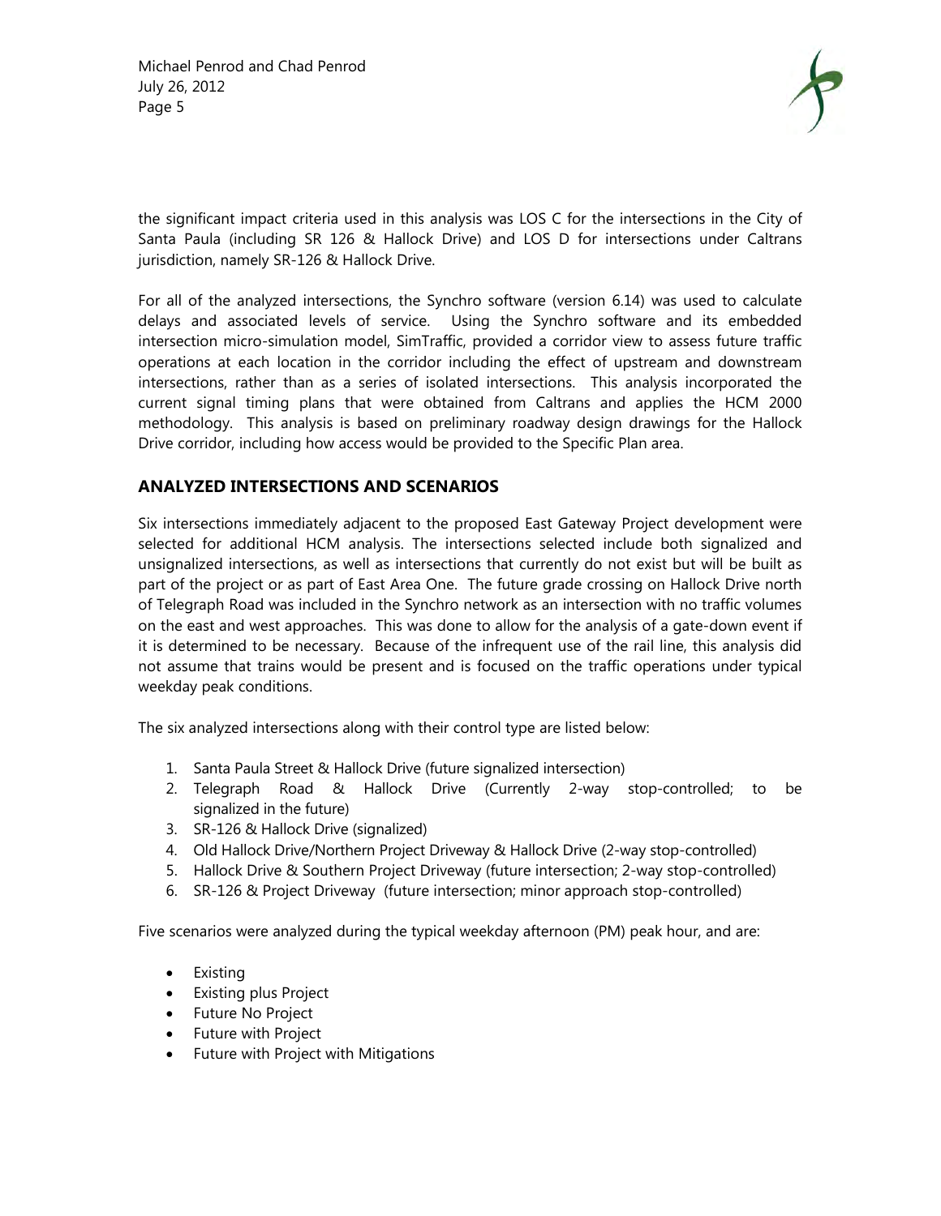the significant impact criteria used in this analysis was LOS C for the intersections in the City of Santa Paula (including SR 126 & Hallock Drive) and LOS D for intersections under Caltrans jurisdiction, namely SR-126 & Hallock Drive.

For all of the analyzed intersections, the Synchro software (version 6.14) was used to calculate delays and associated levels of service. Using the Synchro software and its embedded intersection micro-simulation model, SimTraffic, provided a corridor view to assess future traffic operations at each location in the corridor including the effect of upstream and downstream intersections, rather than as a series of isolated intersections. This analysis incorporated the current signal timing plans that were obtained from Caltrans and applies the HCM 2000 methodology. This analysis is based on preliminary roadway design drawings for the Hallock Drive corridor, including how access would be provided to the Specific Plan area.

## ANALYZED INTERSECTIONS AND SCENARIOS

Six intersections immediately adjacent to the proposed East Gateway Project development were selected for additional HCM analysis. The intersections selected include both signalized and unsignalized intersections, as well as intersections that currently do not exist but will be built as part of the project or as part of East Area One. The future grade crossing on Hallock Drive north of Telegraph Road was included in the Synchro network as an intersection with no traffic volumes on the east and west approaches. This was done to allow for the analysis of a gate-down event if it is determined to be necessary. Because of the infrequent use of the rail line, this analysis did not assume that trains would be present and is focused on the traffic operations under typical weekday peak conditions.

The six analyzed intersections along with their control type are listed below:

1. Santa Paula Street & Hallock Drive (future signalized intersection)
2. Telegraph Road & Hallock Drive (Currently 2-way stop-controlled; to be signalized in the future)
3. SR-126 & Hallock Drive (signalized)
4. Old Hallock Drive/Northern Project Driveway & Hallock Drive (2-way stop-controlled)
5. Hallock Drive & Southern Project Driveway (future intersection; 2-way stop-controlled)
6. SR-126 & Project Driveway (future intersection; minor approach stop-controlled)

Five scenarios were analyzed during the typical weekday afternoon (PM) peak hour, and are:

- Existing
- Existing plus Project
- Future No Project
- Future with Project
- Future with Project with Mitigations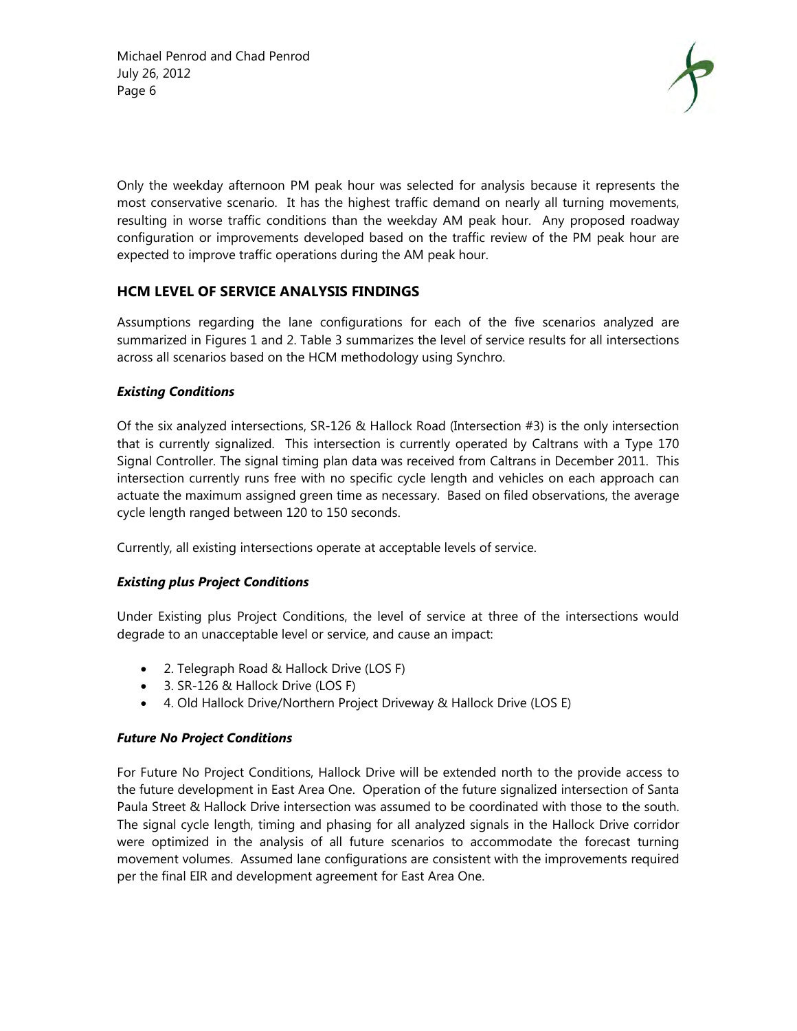Only the weekday afternoon PM peak hour was selected for analysis because it represents the most conservative scenario. It has the highest traffic demand on nearly all turning movements, resulting in worse traffic conditions than the weekday AM peak hour. Any proposed roadway configuration or improvements developed based on the traffic review of the PM peak hour are expected to improve traffic operations during the AM peak hour.

## HCM LEVEL OF SERVICE ANALYSIS FINDINGS

Assumptions regarding the lane configurations for each of the five scenarios analyzed are summarized in Figures 1 and 2. Table 3 summarizes the level of service results for all intersections across all scenarios based on the HCM methodology using Synchro.

### *Existing Conditions*

Of the six analyzed intersections, SR-126 & Hallock Road (Intersection #3) is the only intersection that is currently signalized. This intersection is currently operated by Caltrans with a Type 170 Signal Controller. The signal timing plan data was received from Caltrans in December 2011. This intersection currently runs free with no specific cycle length and vehicles on each approach can actuate the maximum assigned green time as necessary. Based on filed observations, the average cycle length ranged between 120 to 150 seconds.

Currently, all existing intersections operate at acceptable levels of service.

### *Existing plus Project Conditions*

Under Existing plus Project Conditions, the level of service at three of the intersections would degrade to an unacceptable level or service, and cause an impact:

- 2. Telegraph Road & Hallock Drive (LOS F)
- 3. SR-126 & Hallock Drive (LOS F)
- 4. Old Hallock Drive/Northern Project Driveway & Hallock Drive (LOS E)

### *Future No Project Conditions*

For Future No Project Conditions, Hallock Drive will be extended north to the provide access to the future development in East Area One. Operation of the future signalized intersection of Santa Paula Street & Hallock Drive intersection was assumed to be coordinated with those to the south. The signal cycle length, timing and phasing for all analyzed signals in the Hallock Drive corridor were optimized in the analysis of all future scenarios to accommodate the forecast turning movement volumes. Assumed lane configurations are consistent with the improvements required per the final EIR and development agreement for East Area One.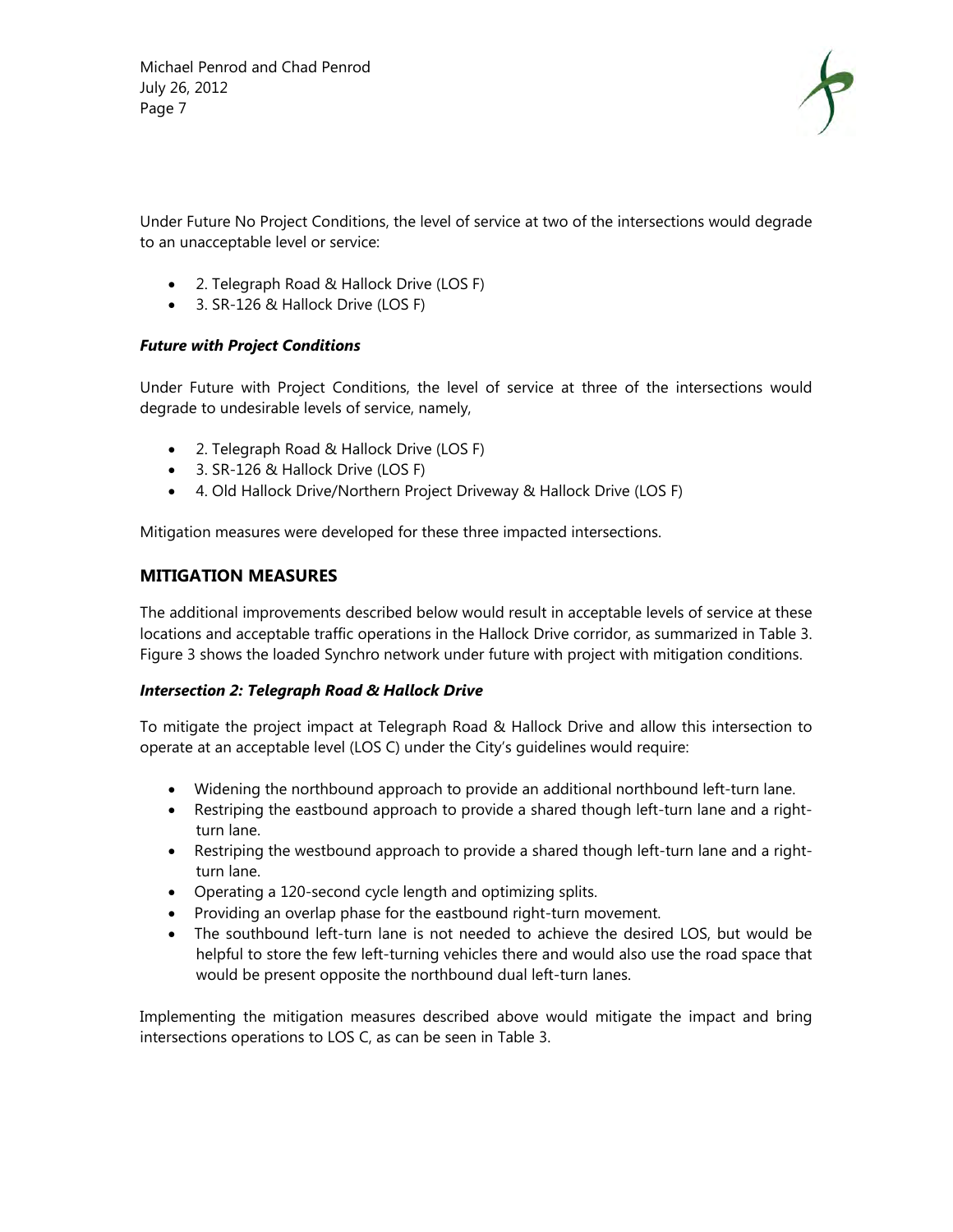Under Future No Project Conditions, the level of service at two of the intersections would degrade to an unacceptable level or service:

- 2. Telegraph Road & Hallock Drive (LOS F)
- 3. SR-126 & Hallock Drive (LOS F)

### *Future with Project Conditions*

Under Future with Project Conditions, the level of service at three of the intersections would degrade to undesirable levels of service, namely,

- 2. Telegraph Road & Hallock Drive (LOS F)
- 3. SR-126 & Hallock Drive (LOS F)
- 4. Old Hallock Drive/Northern Project Driveway & Hallock Drive (LOS F)

Mitigation measures were developed for these three impacted intersections.

## MITIGATION MEASURES

The additional improvements described below would result in acceptable levels of service at these locations and acceptable traffic operations in the Hallock Drive corridor, as summarized in Table 3. Figure 3 shows the loaded Synchro network under future with project with mitigation conditions.

### *Intersection 2: Telegraph Road & Hallock Drive*

To mitigate the project impact at Telegraph Road & Hallock Drive and allow this intersection to operate at an acceptable level (LOS C) under the City's guidelines would require:

- Widening the northbound approach to provide an additional northbound left-turn lane.
- Restriping the eastbound approach to provide a shared though left-turn lane and a right-turn lane.
- Restriping the westbound approach to provide a shared though left-turn lane and a right-turn lane.
- Operating a 120-second cycle length and optimizing splits.
- Providing an overlap phase for the eastbound right-turn movement.
- The southbound left-turn lane is not needed to achieve the desired LOS, but would be helpful to store the few left-turning vehicles there and would also use the road space that would be present opposite the northbound dual left-turn lanes.

Implementing the mitigation measures described above would mitigate the impact and bring intersections operations to LOS C, as can be seen in Table 3.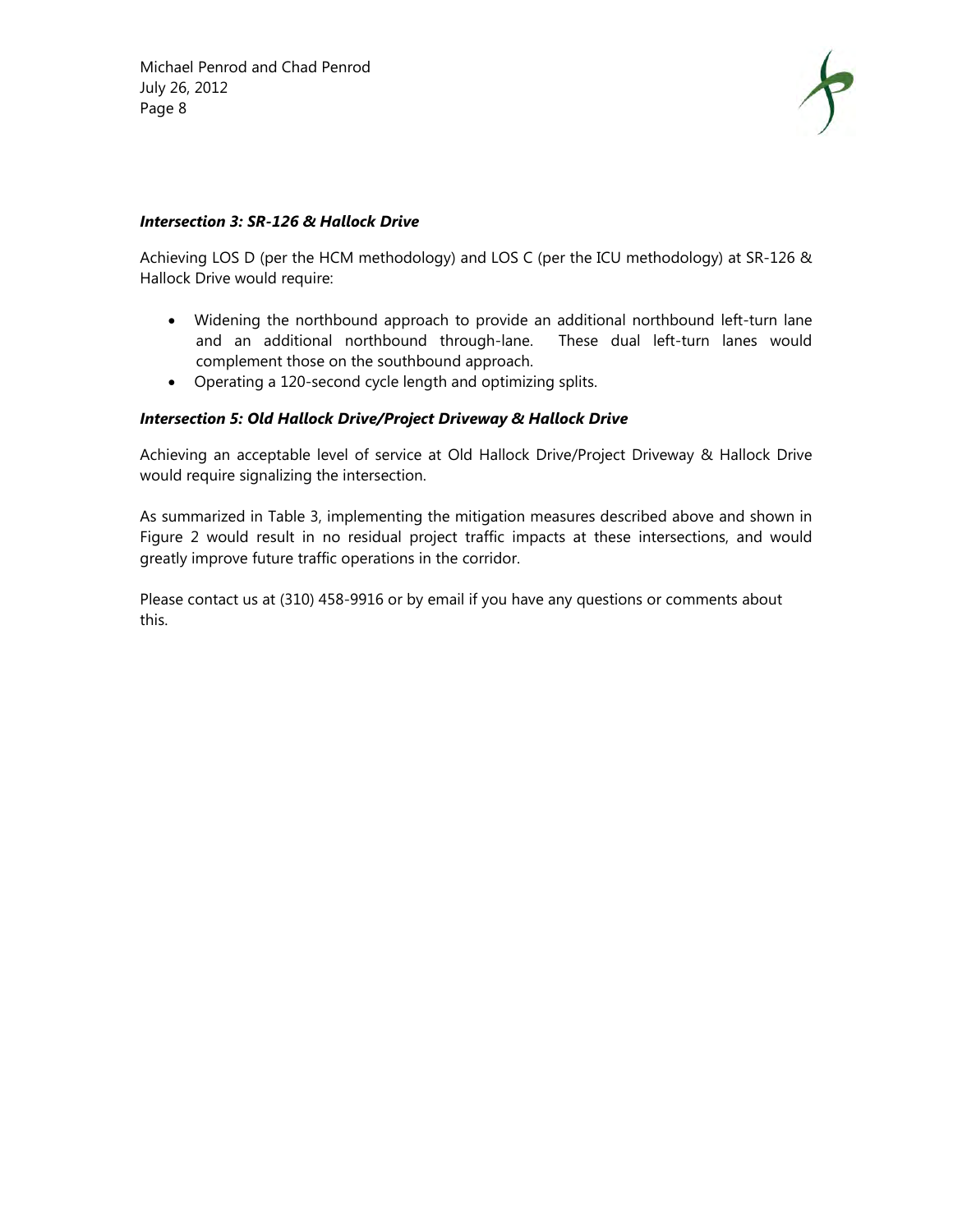### *Intersection 3: SR-126 & Hallock Drive*

Achieving LOS D (per the HCM methodology) and LOS C (per the ICU methodology) at SR-126 & Hallock Drive would require:

- Widening the northbound approach to provide an additional northbound left-turn lane and an additional northbound through-lane. These dual left-turn lanes would complement those on the southbound approach.
- Operating a 120-second cycle length and optimizing splits.

### *Intersection 5: Old Hallock Drive/Project Driveway & Hallock Drive*

Achieving an acceptable level of service at Old Hallock Drive/Project Driveway & Hallock Drive would require signalizing the intersection.

As summarized in Table 3, implementing the mitigation measures described above and shown in Figure 2 would result in no residual project traffic impacts at these intersections, and would greatly improve future traffic operations in the corridor.

Please contact us at (310) 458-9916 or by email if you have any questions or comments about this.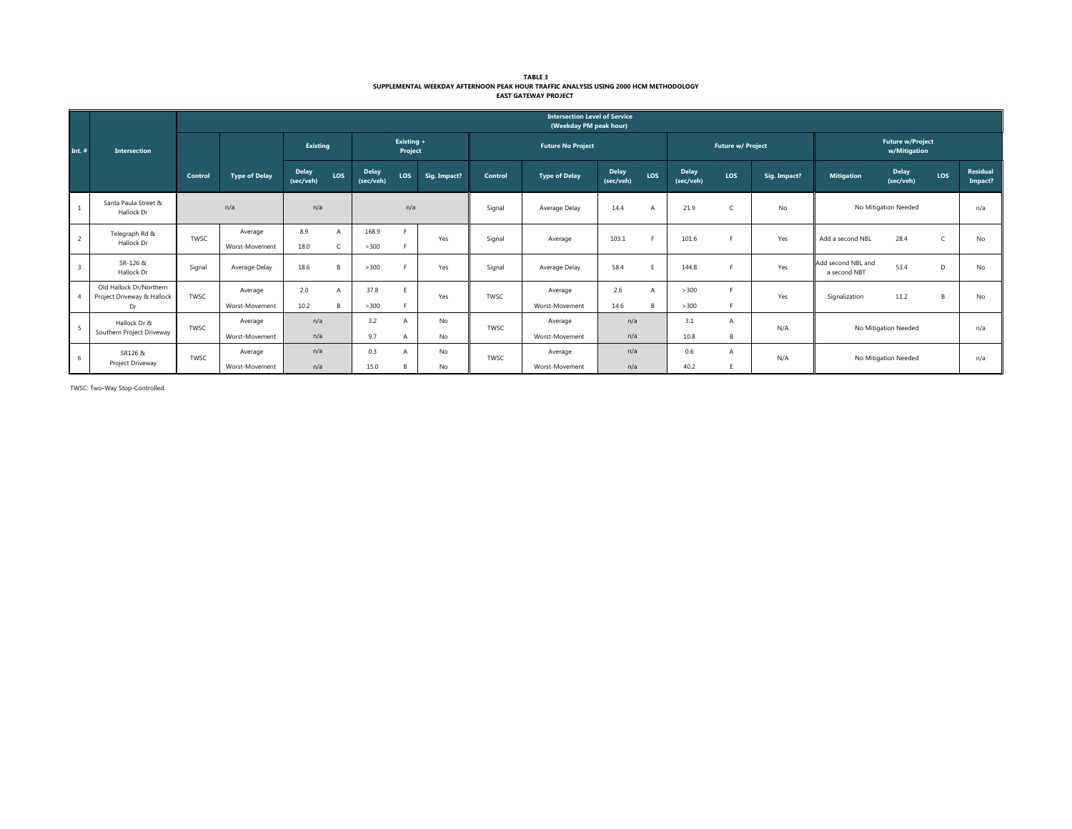**TABLE 3**
**SUPPLEMENTAL WEEKDAY AFTERNOON PEAK HOUR TRAFFIC ANALYSIS USING 2000 HCM METHODOLOGY**
**EAST GATEWAY PROJECT**

| Int. # | Intersection | Intersection Level of Service (Weekday PM peak hour) | | | | | | | | | | | | | | | | | |
|---|---|---|---|---|---|---|---|---|---|---|---|---|---|---|---|---|---|---|---|
| | | | | Existing | | Existing + Project | | | Future No Project | | | | Future w/ Project | | | Future w/Project w/Mitigation | | | |
| | | Control | Type of Delay | Delay (sec/veh) | LOS | Delay (sec/veh) | LOS | Sig. Impact? | Control | Type of Delay | Delay (sec/veh) | LOS | Delay (sec/veh) | LOS | Sig. Impact? | Mitigation | Delay (sec/veh) | LOS | Residual Impact? |
| 1 | Santa Paula Street & Hallock Dr | n/a | | n/a | | n/a | | | Signal | Average Delay | 14.4 | A | 21.9 | C | No | No Mitigation Needed | | | n/a |
| 2 | Telegraph Rd & Hallock Dr | TWSC | Average | 8.9 | A | 168.9 | F | Yes | Signal | Average | 103.1 | F | 101.6 | F | Yes | Add a second NBL | 28.4 | C | No |
| | | | Worst-Movement | 18.0 | C | >300 | F | | | | | | | | | | | | |
| 3 | SR-126 & Hallock Dr | Signal | Average Delay | 18.6 | B | >300 | F | Yes | Signal | Average Delay | 58.4 | E | 144.8 | F | Yes | Add second NBL and a second NBT | 53.4 | D | No |
| 4 | Old Hallock Dr/Northern Project Driveway & Hallock Dr | TWSC | Average | 2.0 | A | 37.8 | E | Yes | TWSC | Average | 2.6 | A | >300 | F | Yes | Signalization | 11.2 | B | No |
| | | | Worst-Movement | 10.2 | B | >300 | F | | | Worst-Movement | 14.6 | B | >300 | F | | | | | |
| 5 | Hallock Dr & Southern Project Driveway | TWSC | Average | n/a | | 3.2 | A | No | TWSC | Average | n/a | | 3.1 | A | N/A | No Mitigation Needed | | | n/a |
| | | | Worst-Movement | n/a | | 9.7 | A | No | | Worst-Movement | n/a | | 10.8 | B | | | | | |
| 6 | SR126 & Project Driveway | TWSC | Average | n/a | | 0.3 | A | No | TWSC | Average | n/a | | 0.6 | A | N/A | No Mitigation Needed | | | n/a |
| | | | Worst-Movement | n/a | | 15.0 | B | No | | Worst-Movement | n/a | | 40.2 | E | | | | | |

TWSC: Two-Way Stop-Controlled.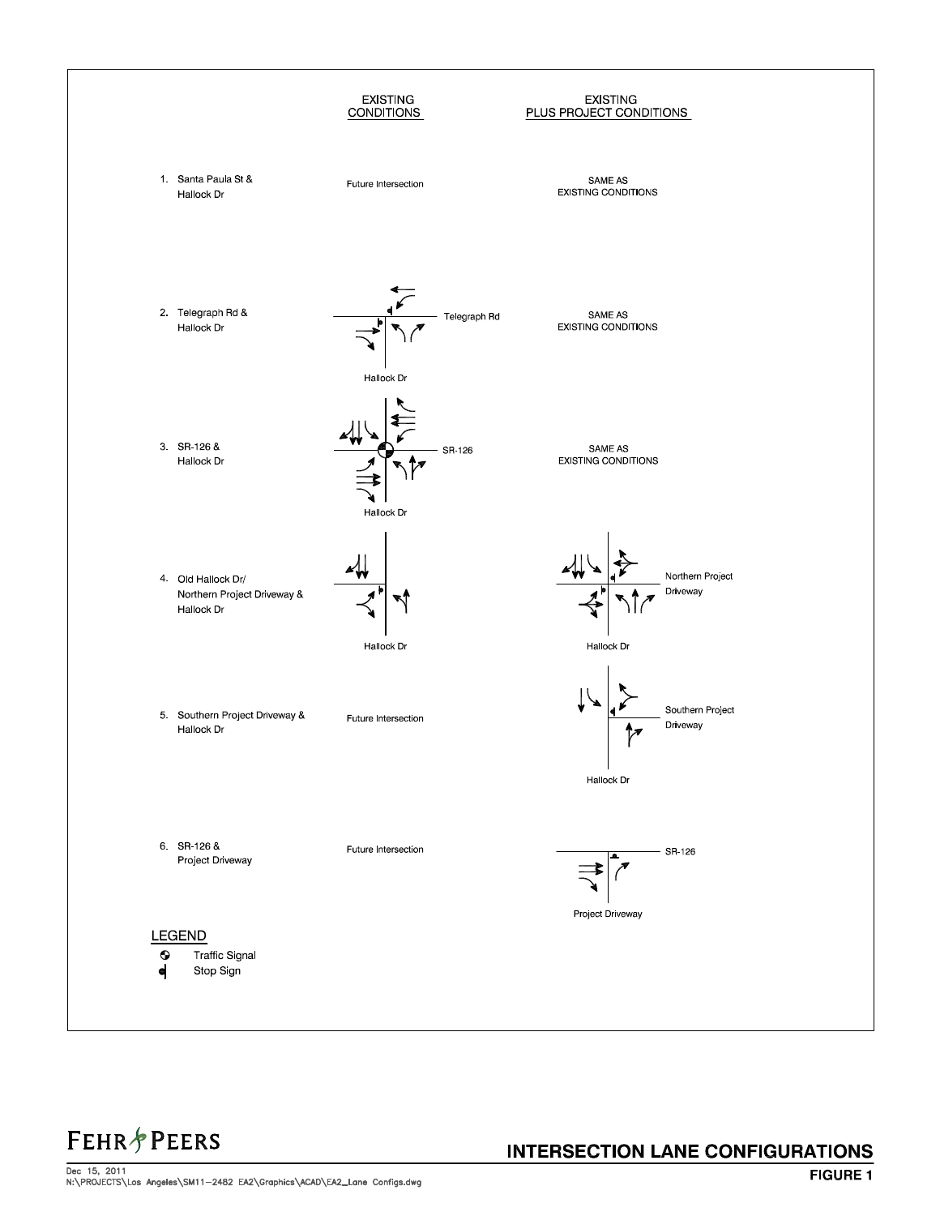| | EXISTING CONDITIONS | EXISTING PLUS PROJECT CONDITIONS |
|---|---|---|
| 1. Santa Paula St & Hallock Dr | Future Intersection | SAME AS EXISTING CONDITIONS |
| 2. Telegraph Rd & Hallock Dr | Telegraph Rd / Hallock Dr | SAME AS EXISTING CONDITIONS |
| 3. SR-126 & Hallock Dr | SR-126 / Hallock Dr | SAME AS EXISTING CONDITIONS |
| 4. Old Hallock Dr/ Northern Project Driveway & Hallock Dr | Hallock Dr | Northern Project Driveway / Hallock Dr |
| 5. Southern Project Driveway & Hallock Dr | Future Intersection | Southern Project Driveway / Hallock Dr |
| 6. SR-126 & Project Driveway | Future Intersection | SR-126 / Project Driveway |

**LEGEND**

- Traffic Signal
- Stop Sign

FEHR & PEERS

Dec 15, 2011
N:\PROJECTS\Los Angeles\SM11-2482 EA2\Graphics\ACAD\EA2_Lane Configs.dwg

**INTERSECTION LANE CONFIGURATIONS**

**FIGURE 1**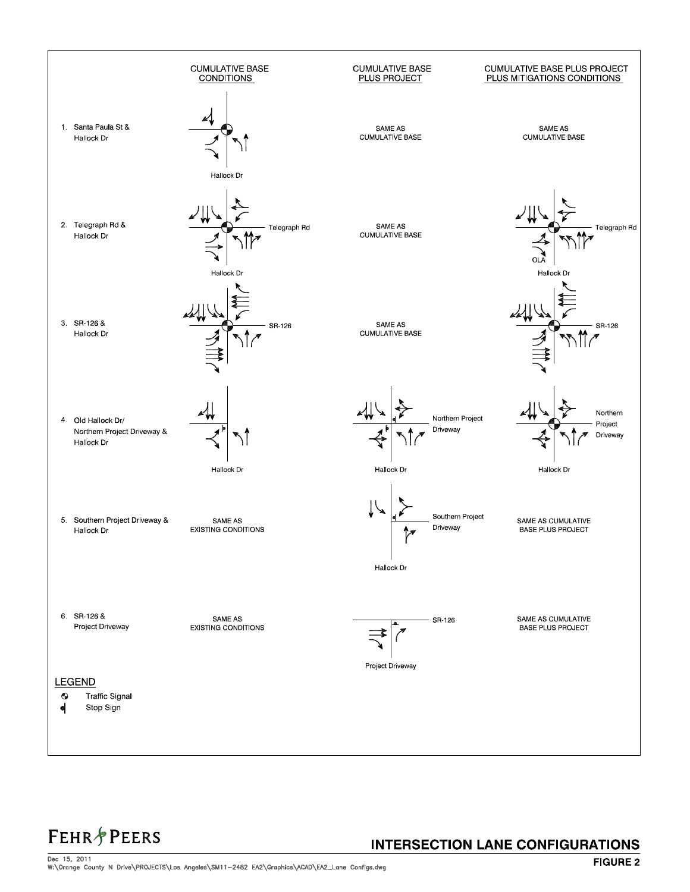| | CUMULATIVE BASE CONDITIONS | CUMULATIVE BASE PLUS PROJECT | CUMULATIVE BASE PLUS PROJECT PLUS MITIGATIONS CONDITIONS |
|---|---|---|---|
| 1. Santa Paula St & Hallock Dr | Hallock Dr | SAME AS CUMULATIVE BASE | SAME AS CUMULATIVE BASE |
| 2. Telegraph Rd & Hallock Dr | Telegraph Rd / Hallock Dr | SAME AS CUMULATIVE BASE | Telegraph Rd / OLA / Hallock Dr |
| 3. SR-126 & Hallock Dr | SR-126 | SAME AS CUMULATIVE BASE | SR-126 |
| 4. Old Hallock Dr/ Northern Project Driveway & Hallock Dr | Hallock Dr | Northern Project Driveway / Hallock Dr | Northern Project Driveway / Hallock Dr |
| 5. Southern Project Driveway & Hallock Dr | SAME AS EXISTING CONDITIONS | Southern Project Driveway / Hallock Dr | SAME AS CUMULATIVE BASE PLUS PROJECT |
| 6. SR-126 & Project Driveway | SAME AS EXISTING CONDITIONS | SR-126 / Project Driveway | SAME AS CUMULATIVE BASE PLUS PROJECT |

**LEGEND**

- Traffic Signal
- Stop Sign

FEHR PEERS

Dec 15, 2011
W:\Orange County N Drive\PROJECTS\Los Angeles\SM11-2482 EA2\Graphics\ACAD\EA2_Lane Configs.dwg

**INTERSECTION LANE CONFIGURATIONS**

**FIGURE 2**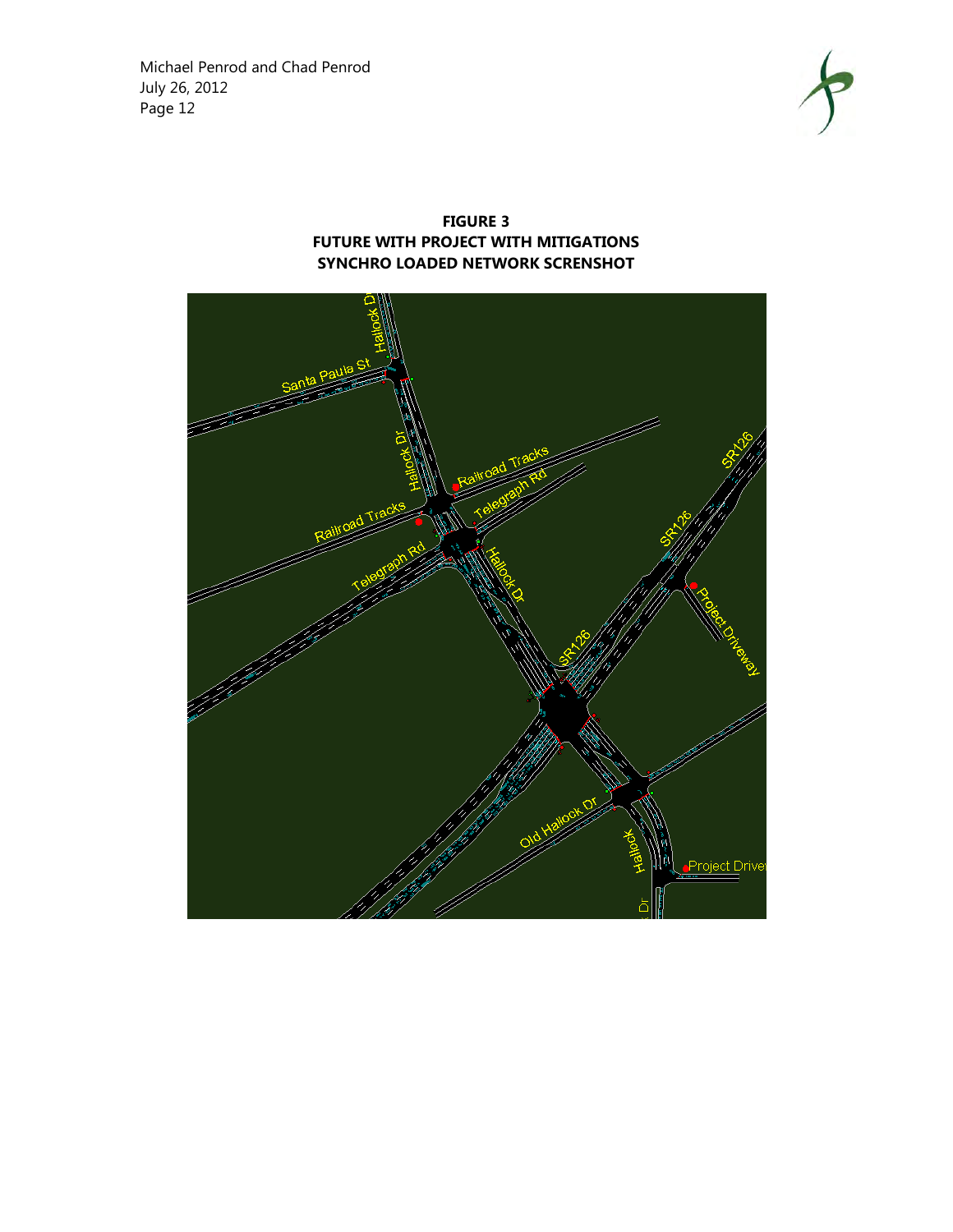**FIGURE 3**
**FUTURE WITH PROJECT WITH MITIGATIONS**
**SYNCHRO LOADED NETWORK SCRENSHOT**

Hallock Dr
Santa Paula St
Hallock Dr
Railroad Tracks
Telegraph Rd
Railroad Tracks
Telegraph Rd
Hallock Dr
SR126
SR126
Project Driveway
SR126
Old Hallock Dr
Hallock
Dr
Project Drive